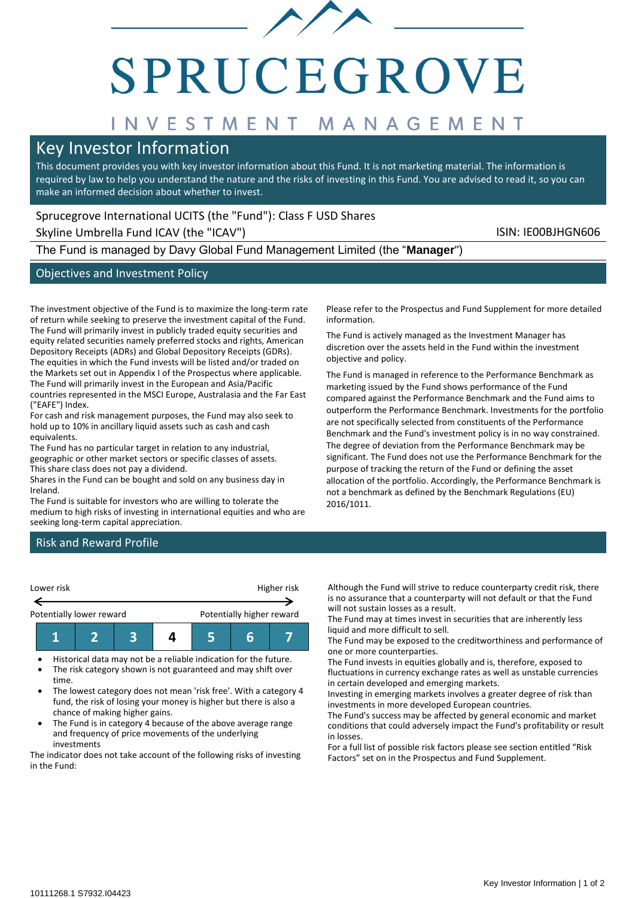# SPRUCEGROVE

INVESTMENT MANAGEMENT

## Key Investor Information

This document provides you with key investor information about this Fund. It is not marketing material. The information is required by law to help you understand the nature and the risks of investing in this Fund. You are advised to read it, so you can make an informed decision about whether to invest.

Sprucegrove International UCITS (the "Fund"): Class F USD Shares

Skyline Umbrella Fund ICAV (the "ICAV") ISIN: IE00BJHGN606

The Fund is managed by Davy Global Fund Management Limited (the "**Manager**")

## Objectives and Investment Policy

The investment objective of the Fund is to maximize the long-term rate of return while seeking to preserve the investment capital of the Fund. The Fund will primarily invest in publicly traded equity securities and equity related securities namely preferred stocks and rights, American Depository Receipts (ADRs) and Global Depository Receipts (GDRs). The equities in which the Fund invests will be listed and/or traded on the Markets set out in Appendix I of the Prospectus where applicable. The Fund will primarily invest in the European and Asia/Pacific countries represented in the MSCI Europe, Australasia and the Far East ("EAFE") Index.

For cash and risk management purposes, the Fund may also seek to hold up to 10% in ancillary liquid assets such as cash and cash equivalents.

The Fund has no particular target in relation to any industrial, geographic or other market sectors or specific classes of assets.

This share class does not pay a dividend.

Shares in the Fund can be bought and sold on any business day in Ireland.

The Fund is suitable for investors who are willing to tolerate the medium to high risks of investing in international equities and who are seeking long-term capital appreciation.

Please refer to the Prospectus and Fund Supplement for more detailed information.

The Fund is actively managed as the Investment Manager has discretion over the assets held in the Fund within the investment objective and policy.

The Fund is managed in reference to the Performance Benchmark as marketing issued by the Fund shows performance of the Fund compared against the Performance Benchmark and the Fund aims to outperform the Performance Benchmark. Investments for the portfolio are not specifically selected from constituents of the Performance Benchmark and the Fund's investment policy is in no way constrained. The degree of deviation from the Performance Benchmark may be significant. The Fund does not use the Performance Benchmark for the purpose of tracking the return of the Fund or defining the asset allocation of the portfolio. Accordingly, the Performance Benchmark is not a benchmark as defined by the Benchmark Regulations (EU) 2016/1011.

## Risk and Reward Profile

Lower risk — Higher risk

Potentially lower reward — Potentially higher reward

| 1 | 2 | 3 | **4** | 5 | 6 | 7 |
|---|---|---|---|---|---|---|

- Historical data may not be a reliable indication for the future.
- The risk category shown is not guaranteed and may shift over time.
- The lowest category does not mean 'risk free'. With a category 4 fund, the risk of losing your money is higher but there is also a chance of making higher gains.
- The Fund is in category 4 because of the above average range and frequency of price movements of the underlying investments

The indicator does not take account of the following risks of investing in the Fund:

Although the Fund will strive to reduce counterparty credit risk, there is no assurance that a counterparty will not default or that the Fund will not sustain losses as a result.

The Fund may at times invest in securities that are inherently less liquid and more difficult to sell.

The Fund may be exposed to the creditworthiness and performance of one or more counterparties.

The Fund invests in equities globally and is, therefore, exposed to fluctuations in currency exchange rates as well as unstable currencies in certain developed and emerging markets.

Investing in emerging markets involves a greater degree of risk than investments in more developed European countries.

The Fund's success may be affected by general economic and market conditions that could adversely impact the Fund's profitability or result in losses.

For a full list of possible risk factors please see section entitled "Risk Factors" set on in the Prospectus and Fund Supplement.

10111268.1 S7932.I04423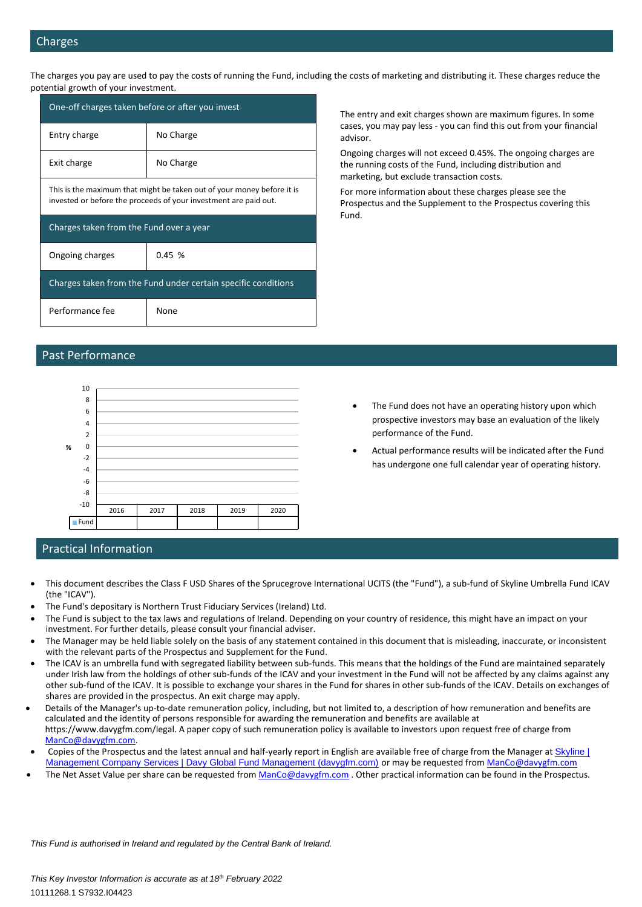## Charges

The charges you pay are used to pay the costs of running the Fund, including the costs of marketing and distributing it. These charges reduce the potential growth of your investment.

| One-off charges taken before or after you invest | |
|---|---|
| Entry charge | No Charge |
| Exit charge | No Charge |
| This is the maximum that might be taken out of your money before it is invested or before the proceeds of your investment are paid out. | |
| **Charges taken from the Fund over a year** | |
| Ongoing charges | 0.45 % |
| **Charges taken from the Fund under certain specific conditions** | |
| Performance fee | None |

The entry and exit charges shown are maximum figures. In some cases, you may pay less - you can find this out from your financial advisor.

Ongoing charges will not exceed 0.45%. The ongoing charges are the running costs of the Fund, including distribution and marketing, but exclude transaction costs.

For more information about these charges please see the Prospectus and the Supplement to the Prospectus covering this Fund.

## Past Performance

%
10
8
6
4
2
0
-2
-4
-6
-8
-10
2016 2017 2018 2019 2020
Fund

- The Fund does not have an operating history upon which prospective investors may base an evaluation of the likely performance of the Fund.
- Actual performance results will be indicated after the Fund has undergone one full calendar year of operating history.

## Practical Information

- This document describes the Class F USD Shares of the Sprucegrove International UCITS (the "Fund"), a sub-fund of Skyline Umbrella Fund ICAV (the "ICAV").
- The Fund's depositary is Northern Trust Fiduciary Services (Ireland) Ltd.
- The Fund is subject to the tax laws and regulations of Ireland. Depending on your country of residence, this might have an impact on your investment. For further details, please consult your financial adviser.
- The Manager may be held liable solely on the basis of any statement contained in this document that is misleading, inaccurate, or inconsistent with the relevant parts of the Prospectus and Supplement for the Fund.
- The ICAV is an umbrella fund with segregated liability between sub-funds. This means that the holdings of the Fund are maintained separately under Irish law from the holdings of other sub-funds of the ICAV and your investment in the Fund will not be affected by any claims against any other sub-fund of the ICAV. It is possible to exchange your shares in the Fund for shares in other sub-funds of the ICAV. Details on exchanges of shares are provided in the prospectus. An exit charge may apply.
- Details of the Manager's up-to-date remuneration policy, including, but not limited to, a description of how remuneration and benefits are calculated and the identity of persons responsible for awarding the remuneration and benefits are available at https://www.davygfm.com/legal. A paper copy of such remuneration policy is available to investors upon request free of charge from ManCo@davygfm.com.
- Copies of the Prospectus and the latest annual and half-yearly report in English are available free of charge from the Manager at Skyline | Management Company Services | Davy Global Fund Management (davygfm.com) or may be requested from ManCo@davygfm.com
- The Net Asset Value per share can be requested from ManCo@davygfm.com . Other practical information can be found in the Prospectus.

*This Fund is authorised in Ireland and regulated by the Central Bank of Ireland.*

*This Key Investor Information is accurate as at 18th February 2022*

10111268.1 S7932.I04423